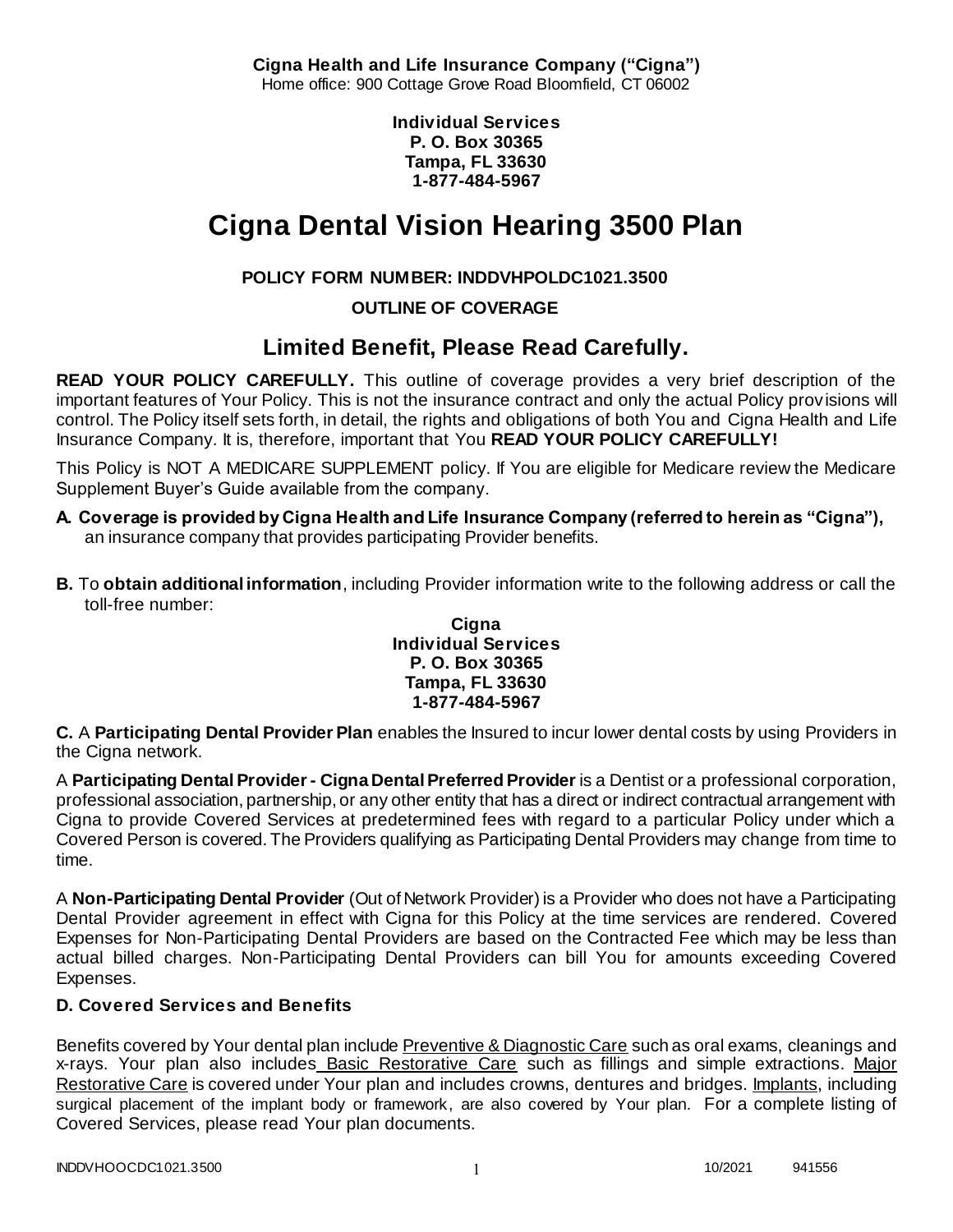**Cigna Health and Life Insurance Company ("Cigna")**
Home office: 900 Cottage Grove Road Bloomfield, CT 06002

**Individual Services**
**P. O. Box 30365**
**Tampa, FL 33630**
**1-877-484-5967**

# Cigna Dental Vision Hearing 3500 Plan

**POLICY FORM NUMBER: INDDVHPOLDC1021.3500**

**OUTLINE OF COVERAGE**

## Limited Benefit, Please Read Carefully.

**READ YOUR POLICY CAREFULLY.** This outline of coverage provides a very brief description of the important features of Your Policy. This is not the insurance contract and only the actual Policy provisions will control. The Policy itself sets forth, in detail, the rights and obligations of both You and Cigna Health and Life Insurance Company. It is, therefore, important that You **READ YOUR POLICY CAREFULLY!**

This Policy is NOT A MEDICARE SUPPLEMENT policy. If You are eligible for Medicare review the Medicare Supplement Buyer's Guide available from the company.

**A. Coverage is provided by Cigna Health and Life Insurance Company (referred to herein as "Cigna"),** an insurance company that provides participating Provider benefits.

**B.** To **obtain additional information**, including Provider information write to the following address or call the toll-free number:

**Cigna**
**Individual Services**
**P. O. Box 30365**
**Tampa, FL 33630**
**1-877-484-5967**

**C.** A **Participating Dental Provider Plan** enables the Insured to incur lower dental costs by using Providers in the Cigna network.

A **Participating Dental Provider - Cigna Dental Preferred Provider** is a Dentist or a professional corporation, professional association, partnership, or any other entity that has a direct or indirect contractual arrangement with Cigna to provide Covered Services at predetermined fees with regard to a particular Policy under which a Covered Person is covered. The Providers qualifying as Participating Dental Providers may change from time to time.

A **Non-Participating Dental Provider** (Out of Network Provider) is a Provider who does not have a Participating Dental Provider agreement in effect with Cigna for this Policy at the time services are rendered. Covered Expenses for Non-Participating Dental Providers are based on the Contracted Fee which may be less than actual billed charges. Non-Participating Dental Providers can bill You for amounts exceeding Covered Expenses.

### D. Covered Services and Benefits

Benefits covered by Your dental plan include Preventive & Diagnostic Care such as oral exams, cleanings and x-rays. Your plan also includes Basic Restorative Care such as fillings and simple extractions. Major Restorative Care is covered under Your plan and includes crowns, dentures and bridges. Implants, including surgical placement of the implant body or framework, are also covered by Your plan. For a complete listing of Covered Services, please read Your plan documents.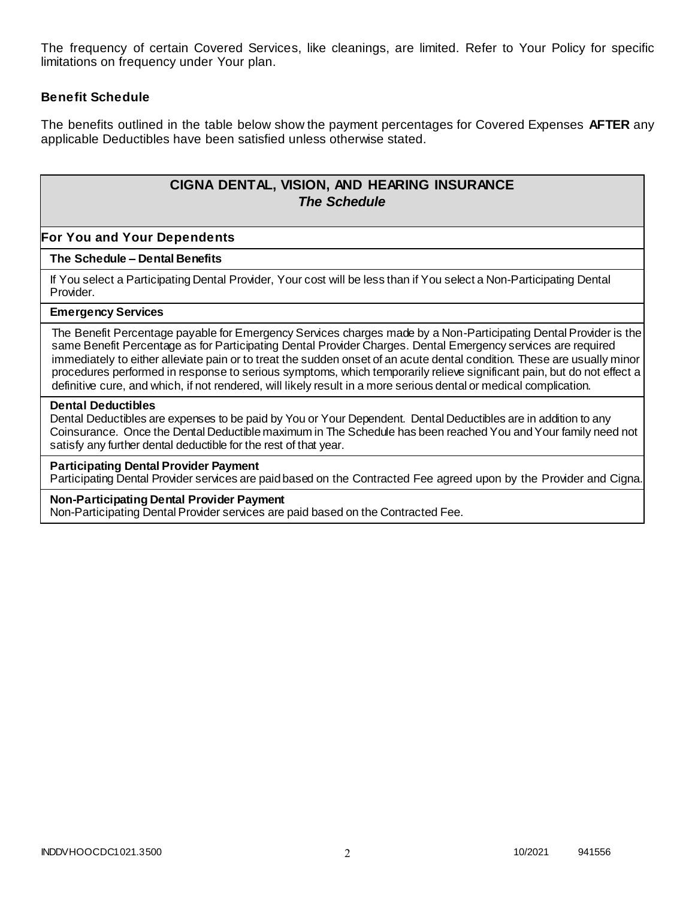The frequency of certain Covered Services, like cleanings, are limited. Refer to Your Policy for specific limitations on frequency under Your plan.

### Benefit Schedule

The benefits outlined in the table below show the payment percentages for Covered Expenses **AFTER** any applicable Deductibles have been satisfied unless otherwise stated.

## CIGNA DENTAL, VISION, AND HEARING INSURANCE
*The Schedule*

### For You and Your Dependents

**The Schedule – Dental Benefits**

If You select a Participating Dental Provider, Your cost will be less than if You select a Non-Participating Dental Provider.

**Emergency Services**

The Benefit Percentage payable for Emergency Services charges made by a Non-Participating Dental Provider is the same Benefit Percentage as for Participating Dental Provider Charges. Dental Emergency services are required immediately to either alleviate pain or to treat the sudden onset of an acute dental condition. These are usually minor procedures performed in response to serious symptoms, which temporarily relieve significant pain, but do not effect a definitive cure, and which, if not rendered, will likely result in a more serious dental or medical complication.

**Dental Deductibles**

Dental Deductibles are expenses to be paid by You or Your Dependent. Dental Deductibles are in addition to any Coinsurance. Once the Dental Deductible maximum in The Schedule has been reached You and Your family need not satisfy any further dental deductible for the rest of that year.

**Participating Dental Provider Payment**

Participating Dental Provider services are paid based on the Contracted Fee agreed upon by the Provider and Cigna.

**Non-Participating Dental Provider Payment**

Non-Participating Dental Provider services are paid based on the Contracted Fee.

INDDVHOOCDC1021.3500 10/2021 941556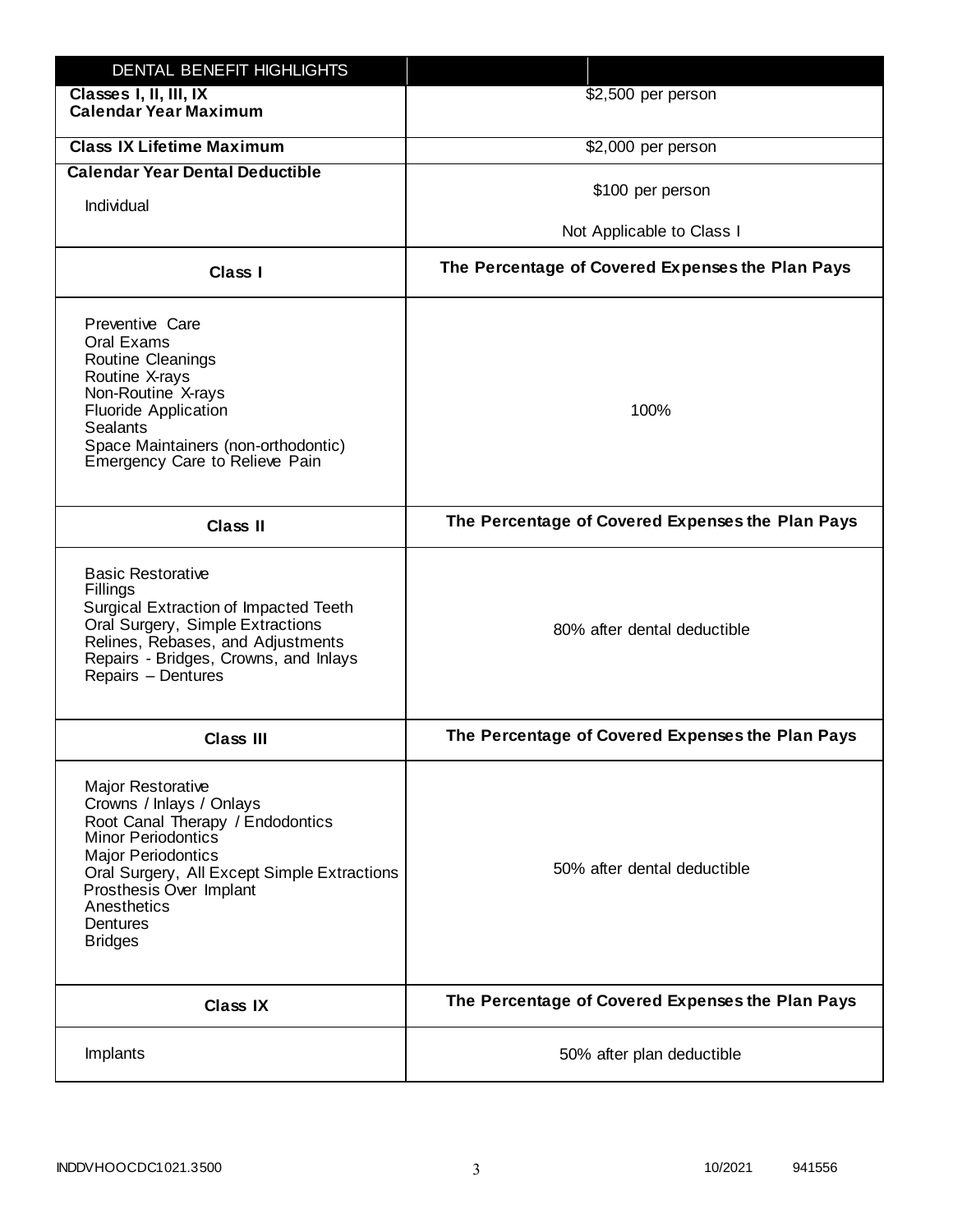| DENTAL BENEFIT HIGHLIGHTS | |
|---|---|
| **Classes I, II, III, IX Calendar Year Maximum** | $2,500 per person |
| **Class IX Lifetime Maximum** | $2,000 per person |
| **Calendar Year Dental Deductible**<br>Individual | $100 per person<br>Not Applicable to Class I |
| **Class I** | **The Percentage of Covered Expenses the Plan Pays** |
| Preventive Care<br>Oral Exams<br>Routine Cleanings<br>Routine X-rays<br>Non-Routine X-rays<br>Fluoride Application<br>Sealants<br>Space Maintainers (non-orthodontic)<br>Emergency Care to Relieve Pain | 100% |
| **Class II** | **The Percentage of Covered Expenses the Plan Pays** |
| Basic Restorative<br>Fillings<br>Surgical Extraction of Impacted Teeth<br>Oral Surgery, Simple Extractions<br>Relines, Rebases, and Adjustments<br>Repairs - Bridges, Crowns, and Inlays<br>Repairs – Dentures | 80% after dental deductible |
| **Class III** | **The Percentage of Covered Expenses the Plan Pays** |
| Major Restorative<br>Crowns / Inlays / Onlays<br>Root Canal Therapy / Endodontics<br>Minor Periodontics<br>Major Periodontics<br>Oral Surgery, All Except Simple Extractions<br>Prosthesis Over Implant<br>Anesthetics<br>Dentures<br>Bridges | 50% after dental deductible |
| **Class IX** | **The Percentage of Covered Expenses the Plan Pays** |
| Implants | 50% after plan deductible |

INDDVHOOCDC1021.3500 10/2021 941556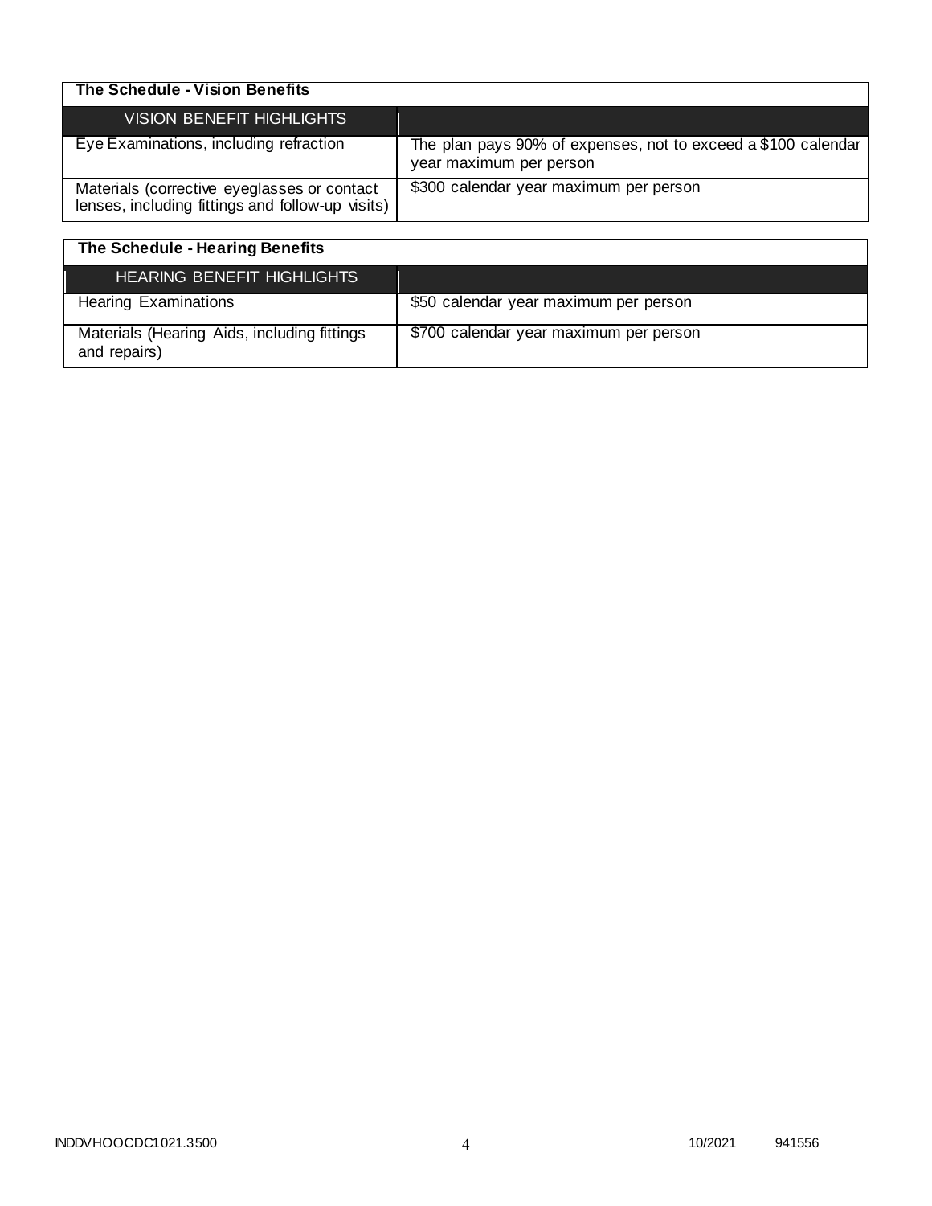| The Schedule - Vision Benefits | |
|---|---|
| VISION BENEFIT HIGHLIGHTS | |
| Eye Examinations, including refraction | The plan pays 90% of expenses, not to exceed a $100 calendar year maximum per person |
| Materials (corrective eyeglasses or contact lenses, including fittings and follow-up visits) | $300 calendar year maximum per person |

| The Schedule - Hearing Benefits | |
|---|---|
| HEARING BENEFIT HIGHLIGHTS | |
| Hearing Examinations | $50 calendar year maximum per person |
| Materials (Hearing Aids, including fittings and repairs) | $700 calendar year maximum per person |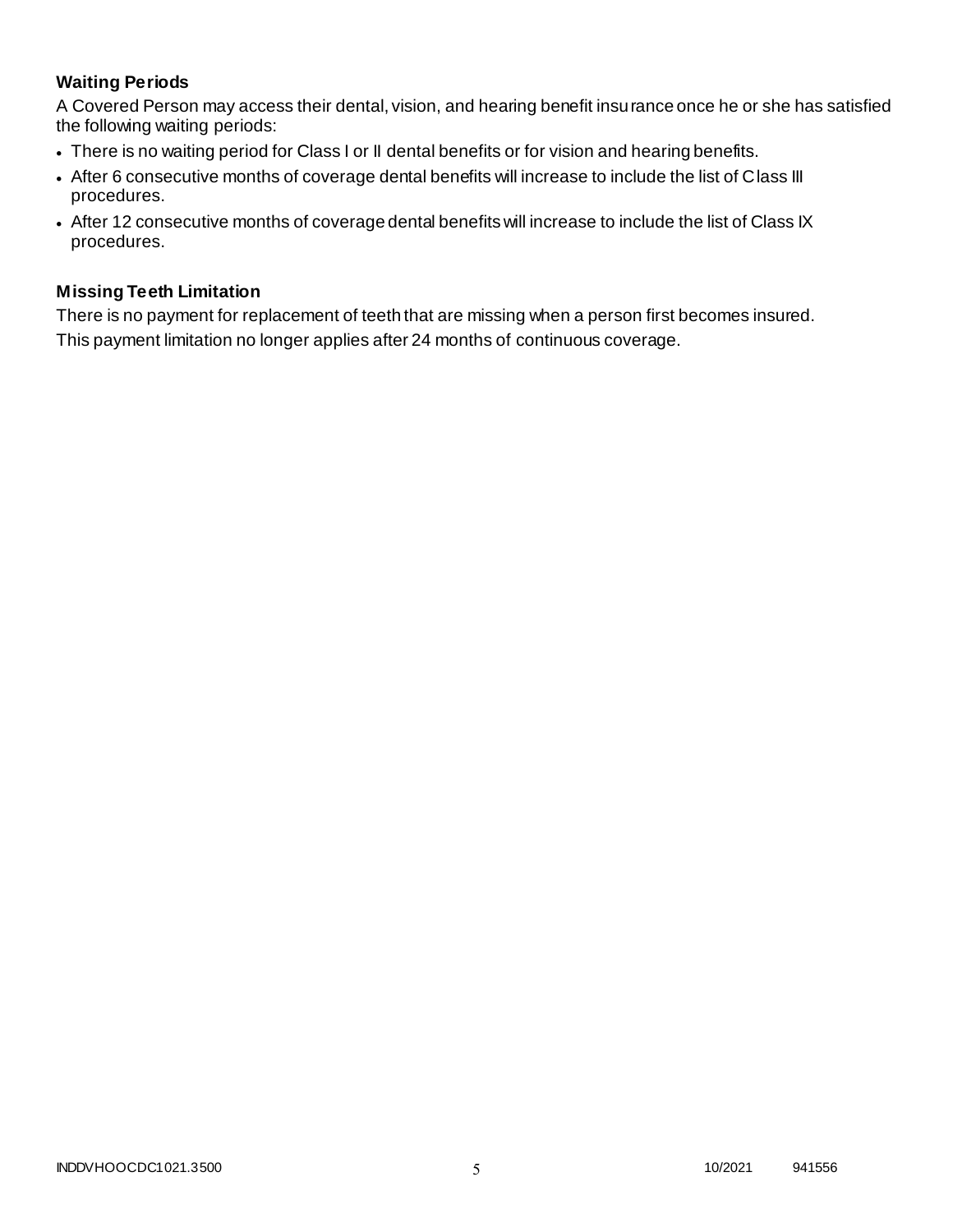### Waiting Periods

A Covered Person may access their dental, vision, and hearing benefit insurance once he or she has satisfied the following waiting periods:

- There is no waiting period for Class I or II dental benefits or for vision and hearing benefits.
- After 6 consecutive months of coverage dental benefits will increase to include the list of Class III procedures.
- After 12 consecutive months of coverage dental benefits will increase to include the list of Class IX procedures.

### Missing Teeth Limitation

There is no payment for replacement of teeth that are missing when a person first becomes insured.

This payment limitation no longer applies after 24 months of continuous coverage.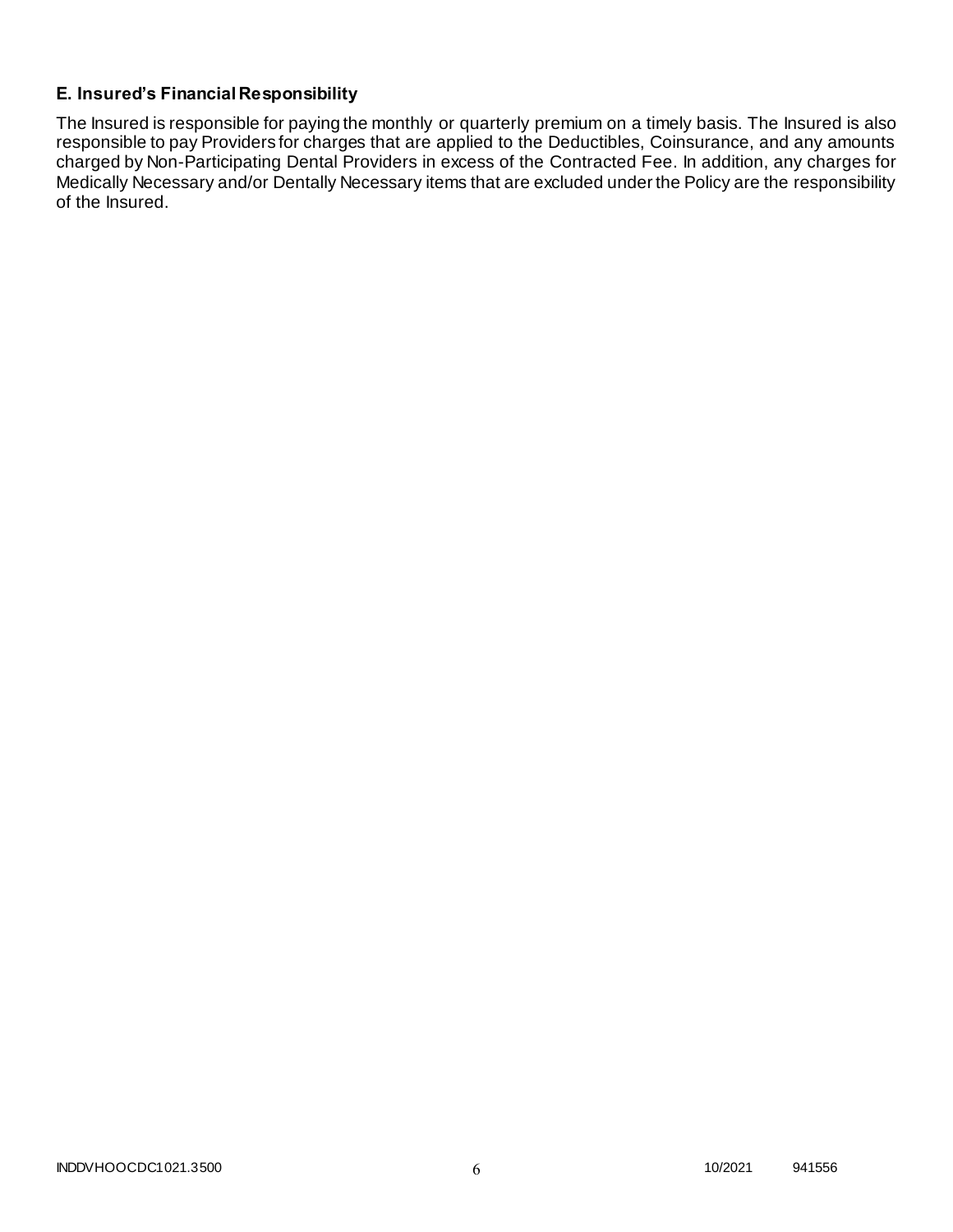### E. Insured's Financial Responsibility

The Insured is responsible for paying the monthly or quarterly premium on a timely basis. The Insured is also responsible to pay Providers for charges that are applied to the Deductibles, Coinsurance, and any amounts charged by Non-Participating Dental Providers in excess of the Contracted Fee. In addition, any charges for Medically Necessary and/or Dentally Necessary items that are excluded under the Policy are the responsibility of the Insured.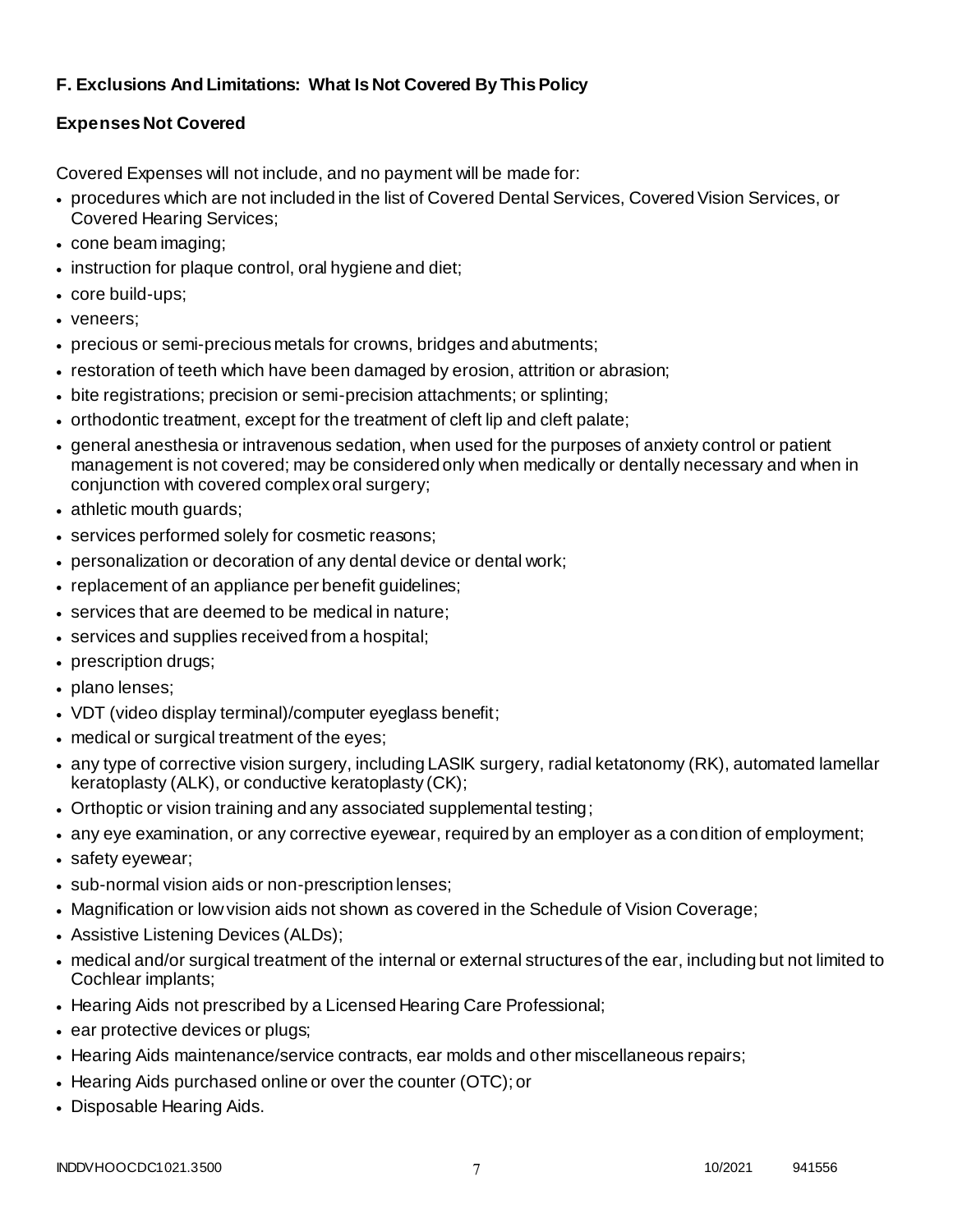## F. Exclusions And Limitations: What Is Not Covered By This Policy

### Expenses Not Covered

Covered Expenses will not include, and no payment will be made for:

- procedures which are not included in the list of Covered Dental Services, Covered Vision Services, or Covered Hearing Services;
- cone beam imaging;
- instruction for plaque control, oral hygiene and diet;
- core build-ups;
- veneers;
- precious or semi-precious metals for crowns, bridges and abutments;
- restoration of teeth which have been damaged by erosion, attrition or abrasion;
- bite registrations; precision or semi-precision attachments; or splinting;
- orthodontic treatment, except for the treatment of cleft lip and cleft palate;
- general anesthesia or intravenous sedation, when used for the purposes of anxiety control or patient management is not covered; may be considered only when medically or dentally necessary and when in conjunction with covered complex oral surgery;
- athletic mouth guards;
- services performed solely for cosmetic reasons;
- personalization or decoration of any dental device or dental work;
- replacement of an appliance per benefit guidelines;
- services that are deemed to be medical in nature;
- services and supplies received from a hospital;
- prescription drugs;
- plano lenses;
- VDT (video display terminal)/computer eyeglass benefit;
- medical or surgical treatment of the eyes;
- any type of corrective vision surgery, including LASIK surgery, radial ketatonomy (RK), automated lamellar keratoplasty (ALK), or conductive keratoplasty (CK);
- Orthoptic or vision training and any associated supplemental testing;
- any eye examination, or any corrective eyewear, required by an employer as a condition of employment;
- safety eyewear;
- sub-normal vision aids or non-prescription lenses;
- Magnification or low vision aids not shown as covered in the Schedule of Vision Coverage;
- Assistive Listening Devices (ALDs);
- medical and/or surgical treatment of the internal or external structures of the ear, including but not limited to Cochlear implants;
- Hearing Aids not prescribed by a Licensed Hearing Care Professional;
- ear protective devices or plugs;
- Hearing Aids maintenance/service contracts, ear molds and other miscellaneous repairs;
- Hearing Aids purchased online or over the counter (OTC); or
- Disposable Hearing Aids.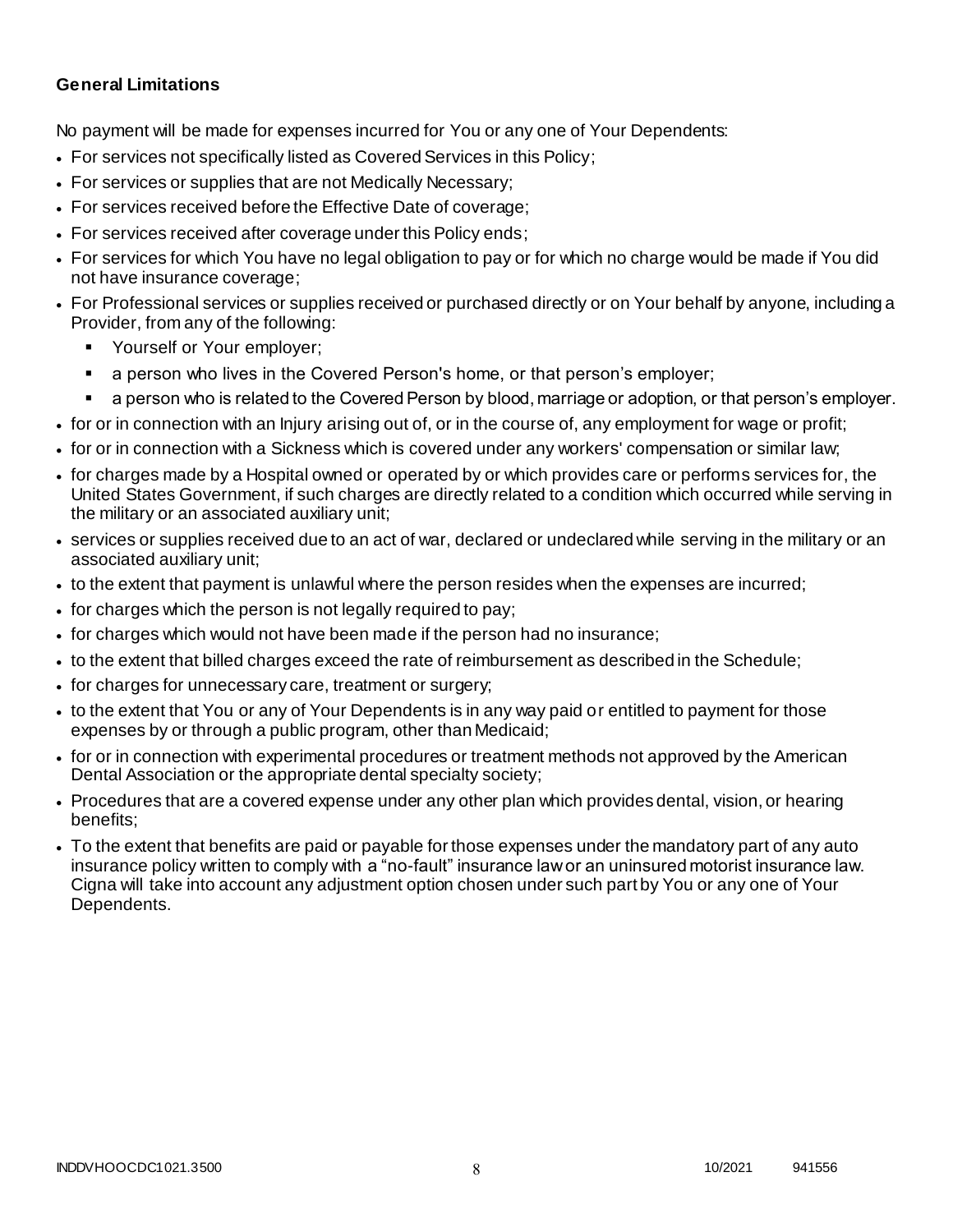**General Limitations**

No payment will be made for expenses incurred for You or any one of Your Dependents:

- For services not specifically listed as Covered Services in this Policy;
- For services or supplies that are not Medically Necessary;
- For services received before the Effective Date of coverage;
- For services received after coverage under this Policy ends;
- For services for which You have no legal obligation to pay or for which no charge would be made if You did not have insurance coverage;
- For Professional services or supplies received or purchased directly or on Your behalf by anyone, including a Provider, from any of the following:
  - Yourself or Your employer;
  - a person who lives in the Covered Person's home, or that person's employer;
  - a person who is related to the Covered Person by blood, marriage or adoption, or that person's employer.
- for or in connection with an Injury arising out of, or in the course of, any employment for wage or profit;
- for or in connection with a Sickness which is covered under any workers' compensation or similar law;
- for charges made by a Hospital owned or operated by or which provides care or performs services for, the United States Government, if such charges are directly related to a condition which occurred while serving in the military or an associated auxiliary unit;
- services or supplies received due to an act of war, declared or undeclared while serving in the military or an associated auxiliary unit;
- to the extent that payment is unlawful where the person resides when the expenses are incurred;
- for charges which the person is not legally required to pay;
- for charges which would not have been made if the person had no insurance;
- to the extent that billed charges exceed the rate of reimbursement as described in the Schedule;
- for charges for unnecessary care, treatment or surgery;
- to the extent that You or any of Your Dependents is in any way paid or entitled to payment for those expenses by or through a public program, other than Medicaid;
- for or in connection with experimental procedures or treatment methods not approved by the American Dental Association or the appropriate dental specialty society;
- Procedures that are a covered expense under any other plan which provides dental, vision, or hearing benefits;
- To the extent that benefits are paid or payable for those expenses under the mandatory part of any auto insurance policy written to comply with a "no-fault" insurance law or an uninsured motorist insurance law. Cigna will take into account any adjustment option chosen under such part by You or any one of Your Dependents.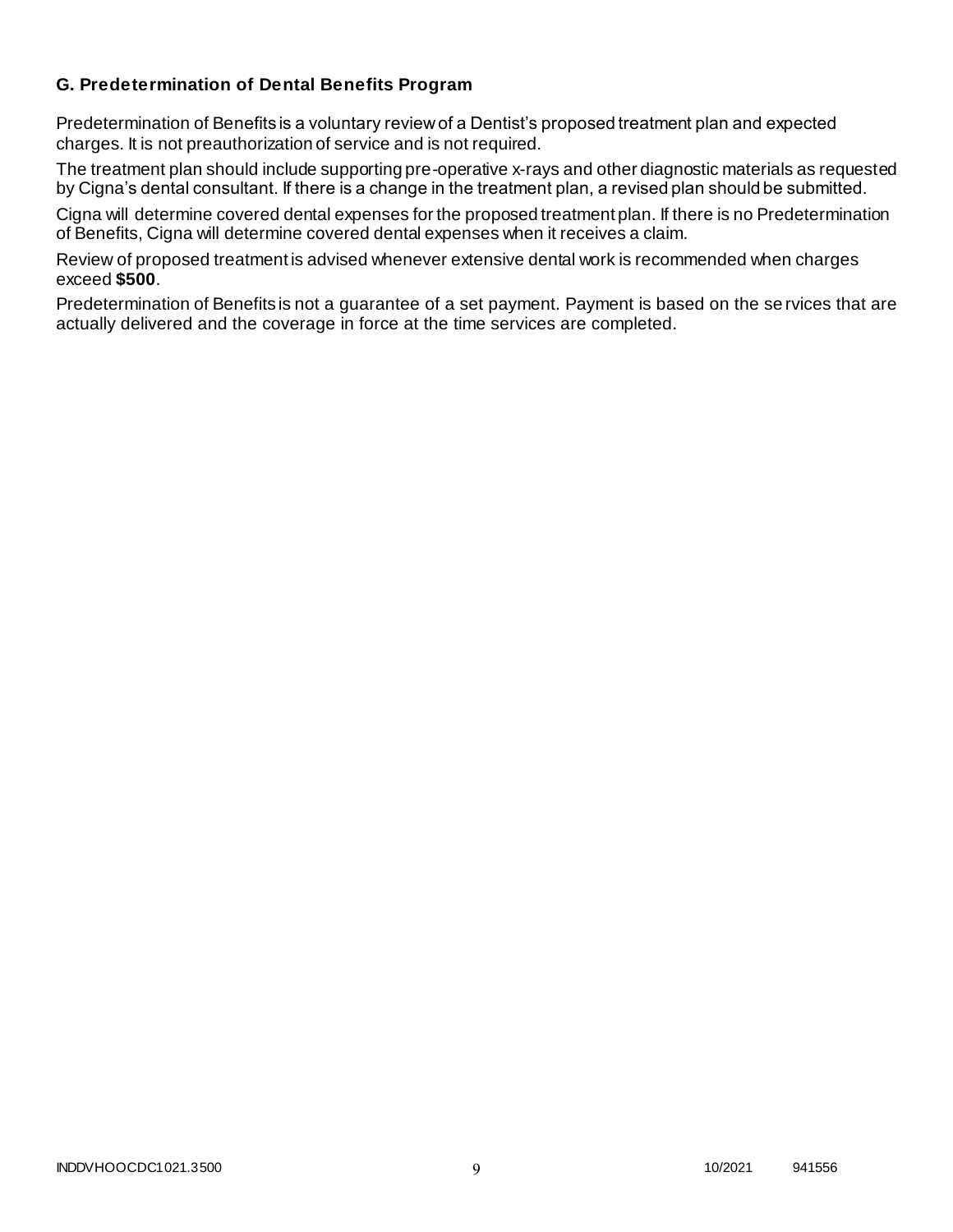### G. Predetermination of Dental Benefits Program

Predetermination of Benefits is a voluntary review of a Dentist's proposed treatment plan and expected charges. It is not preauthorization of service and is not required.

The treatment plan should include supporting pre-operative x-rays and other diagnostic materials as requested by Cigna's dental consultant. If there is a change in the treatment plan, a revised plan should be submitted.

Cigna will determine covered dental expenses for the proposed treatment plan. If there is no Predetermination of Benefits, Cigna will determine covered dental expenses when it receives a claim.

Review of proposed treatment is advised whenever extensive dental work is recommended when charges exceed **$500**.

Predetermination of Benefits is not a guarantee of a set payment. Payment is based on the services that are actually delivered and the coverage in force at the time services are completed.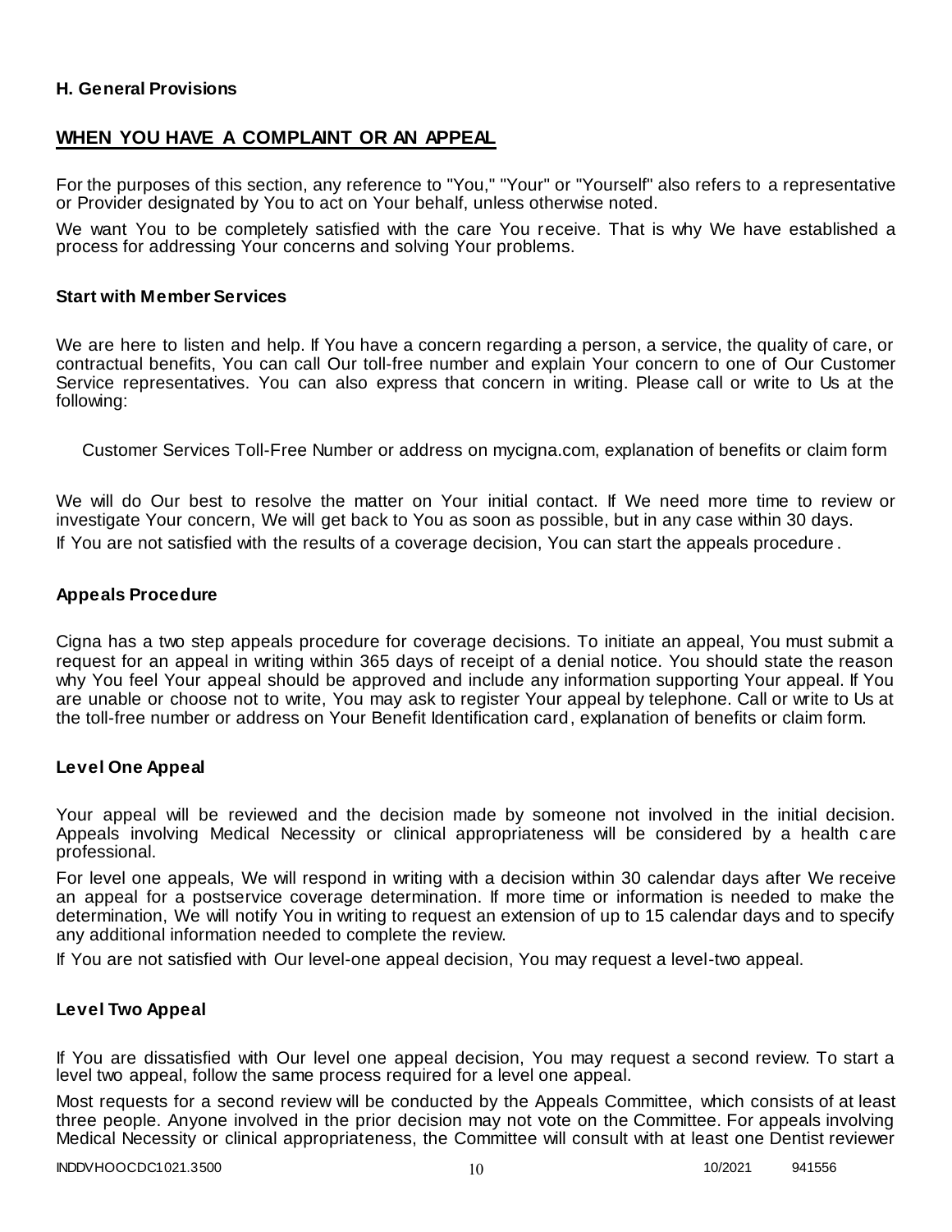### H. General Provisions

## WHEN YOU HAVE A COMPLAINT OR AN APPEAL

For the purposes of this section, any reference to "You," "Your" or "Yourself" also refers to a representative or Provider designated by You to act on Your behalf, unless otherwise noted.

We want You to be completely satisfied with the care You receive. That is why We have established a process for addressing Your concerns and solving Your problems.

### Start with Member Services

We are here to listen and help. If You have a concern regarding a person, a service, the quality of care, or contractual benefits, You can call Our toll-free number and explain Your concern to one of Our Customer Service representatives. You can also express that concern in writing. Please call or write to Us at the following:

Customer Services Toll-Free Number or address on mycigna.com, explanation of benefits or claim form

We will do Our best to resolve the matter on Your initial contact. If We need more time to review or investigate Your concern, We will get back to You as soon as possible, but in any case within 30 days.

If You are not satisfied with the results of a coverage decision, You can start the appeals procedure.

### Appeals Procedure

Cigna has a two step appeals procedure for coverage decisions. To initiate an appeal, You must submit a request for an appeal in writing within 365 days of receipt of a denial notice. You should state the reason why You feel Your appeal should be approved and include any information supporting Your appeal. If You are unable or choose not to write, You may ask to register Your appeal by telephone. Call or write to Us at the toll-free number or address on Your Benefit Identification card, explanation of benefits or claim form.

### Level One Appeal

Your appeal will be reviewed and the decision made by someone not involved in the initial decision. Appeals involving Medical Necessity or clinical appropriateness will be considered by a health care professional.

For level one appeals, We will respond in writing with a decision within 30 calendar days after We receive an appeal for a postservice coverage determination. If more time or information is needed to make the determination, We will notify You in writing to request an extension of up to 15 calendar days and to specify any additional information needed to complete the review.

If You are not satisfied with Our level-one appeal decision, You may request a level-two appeal.

### Level Two Appeal

If You are dissatisfied with Our level one appeal decision, You may request a second review. To start a level two appeal, follow the same process required for a level one appeal.

Most requests for a second review will be conducted by the Appeals Committee, which consists of at least three people. Anyone involved in the prior decision may not vote on the Committee. For appeals involving Medical Necessity or clinical appropriateness, the Committee will consult with at least one Dentist reviewer

INDDVHOOCDC1021.3500 10/2021 941556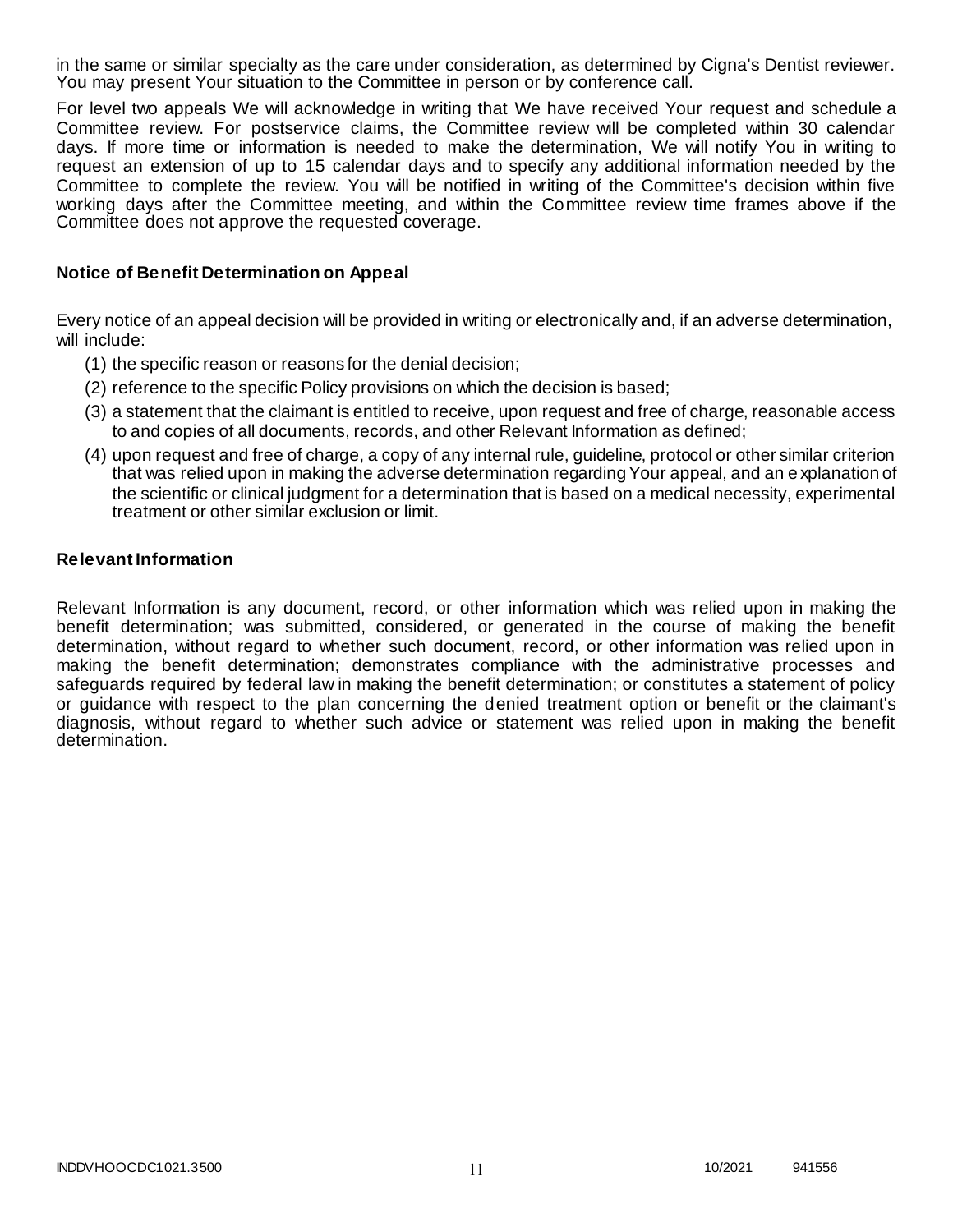in the same or similar specialty as the care under consideration, as determined by Cigna's Dentist reviewer. You may present Your situation to the Committee in person or by conference call.

For level two appeals We will acknowledge in writing that We have received Your request and schedule a Committee review. For postservice claims, the Committee review will be completed within 30 calendar days. If more time or information is needed to make the determination, We will notify You in writing to request an extension of up to 15 calendar days and to specify any additional information needed by the Committee to complete the review. You will be notified in writing of the Committee's decision within five working days after the Committee meeting, and within the Committee review time frames above if the Committee does not approve the requested coverage.

### Notice of Benefit Determination on Appeal

Every notice of an appeal decision will be provided in writing or electronically and, if an adverse determination, will include:

(1) the specific reason or reasons for the denial decision;

(2) reference to the specific Policy provisions on which the decision is based;

(3) a statement that the claimant is entitled to receive, upon request and free of charge, reasonable access to and copies of all documents, records, and other Relevant Information as defined;

(4) upon request and free of charge, a copy of any internal rule, guideline, protocol or other similar criterion that was relied upon in making the adverse determination regarding Your appeal, and an explanation of the scientific or clinical judgment for a determination that is based on a medical necessity, experimental treatment or other similar exclusion or limit.

### Relevant Information

Relevant Information is any document, record, or other information which was relied upon in making the benefit determination; was submitted, considered, or generated in the course of making the benefit determination, without regard to whether such document, record, or other information was relied upon in making the benefit determination; demonstrates compliance with the administrative processes and safeguards required by federal law in making the benefit determination; or constitutes a statement of policy or guidance with respect to the plan concerning the denied treatment option or benefit or the claimant's diagnosis, without regard to whether such advice or statement was relied upon in making the benefit determination.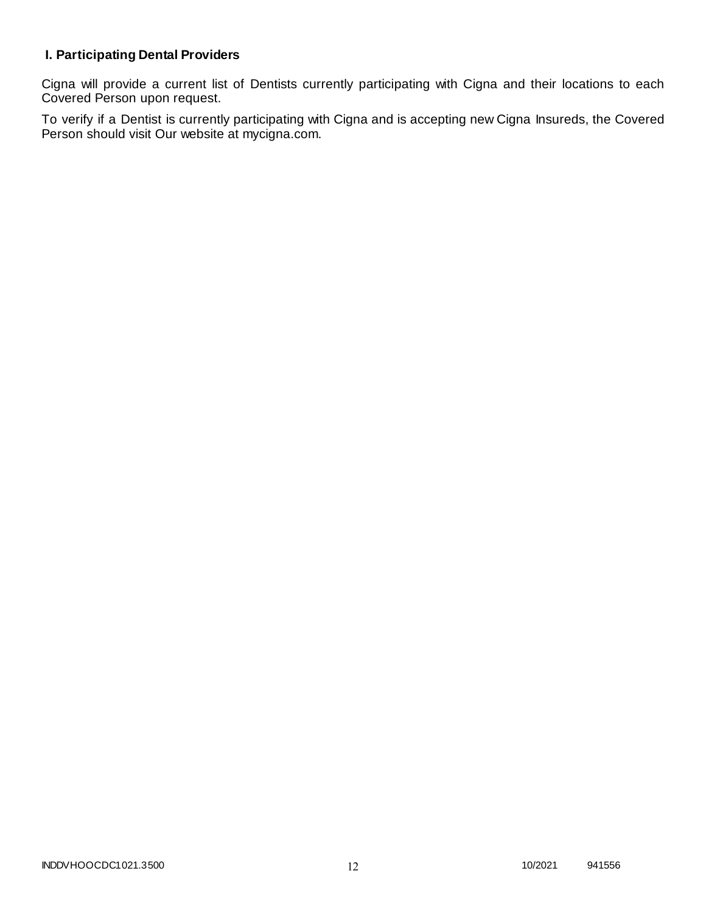## I. Participating Dental Providers

Cigna will provide a current list of Dentists currently participating with Cigna and their locations to each Covered Person upon request.

To verify if a Dentist is currently participating with Cigna and is accepting new Cigna Insureds, the Covered Person should visit Our website at mycigna.com.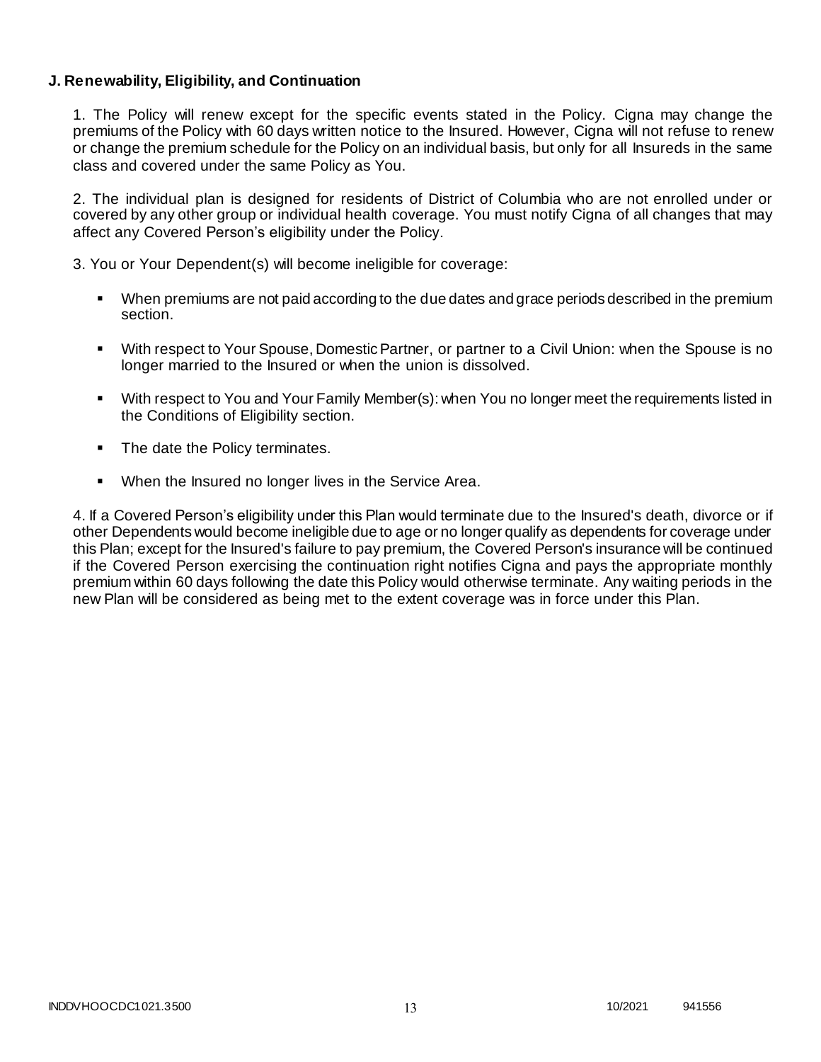**J. Renewability, Eligibility, and Continuation**

1. The Policy will renew except for the specific events stated in the Policy. Cigna may change the premiums of the Policy with 60 days written notice to the Insured. However, Cigna will not refuse to renew or change the premium schedule for the Policy on an individual basis, but only for all Insureds in the same class and covered under the same Policy as You.

2. The individual plan is designed for residents of District of Columbia who are not enrolled under or covered by any other group or individual health coverage. You must notify Cigna of all changes that may affect any Covered Person's eligibility under the Policy.

3. You or Your Dependent(s) will become ineligible for coverage:

- When premiums are not paid according to the due dates and grace periods described in the premium section.
- With respect to Your Spouse, Domestic Partner, or partner to a Civil Union: when the Spouse is no longer married to the Insured or when the union is dissolved.
- With respect to You and Your Family Member(s): when You no longer meet the requirements listed in the Conditions of Eligibility section.
- The date the Policy terminates.
- When the Insured no longer lives in the Service Area.

4. If a Covered Person's eligibility under this Plan would terminate due to the Insured's death, divorce or if other Dependents would become ineligible due to age or no longer qualify as dependents for coverage under this Plan; except for the Insured's failure to pay premium, the Covered Person's insurance will be continued if the Covered Person exercising the continuation right notifies Cigna and pays the appropriate monthly premium within 60 days following the date this Policy would otherwise terminate. Any waiting periods in the new Plan will be considered as being met to the extent coverage was in force under this Plan.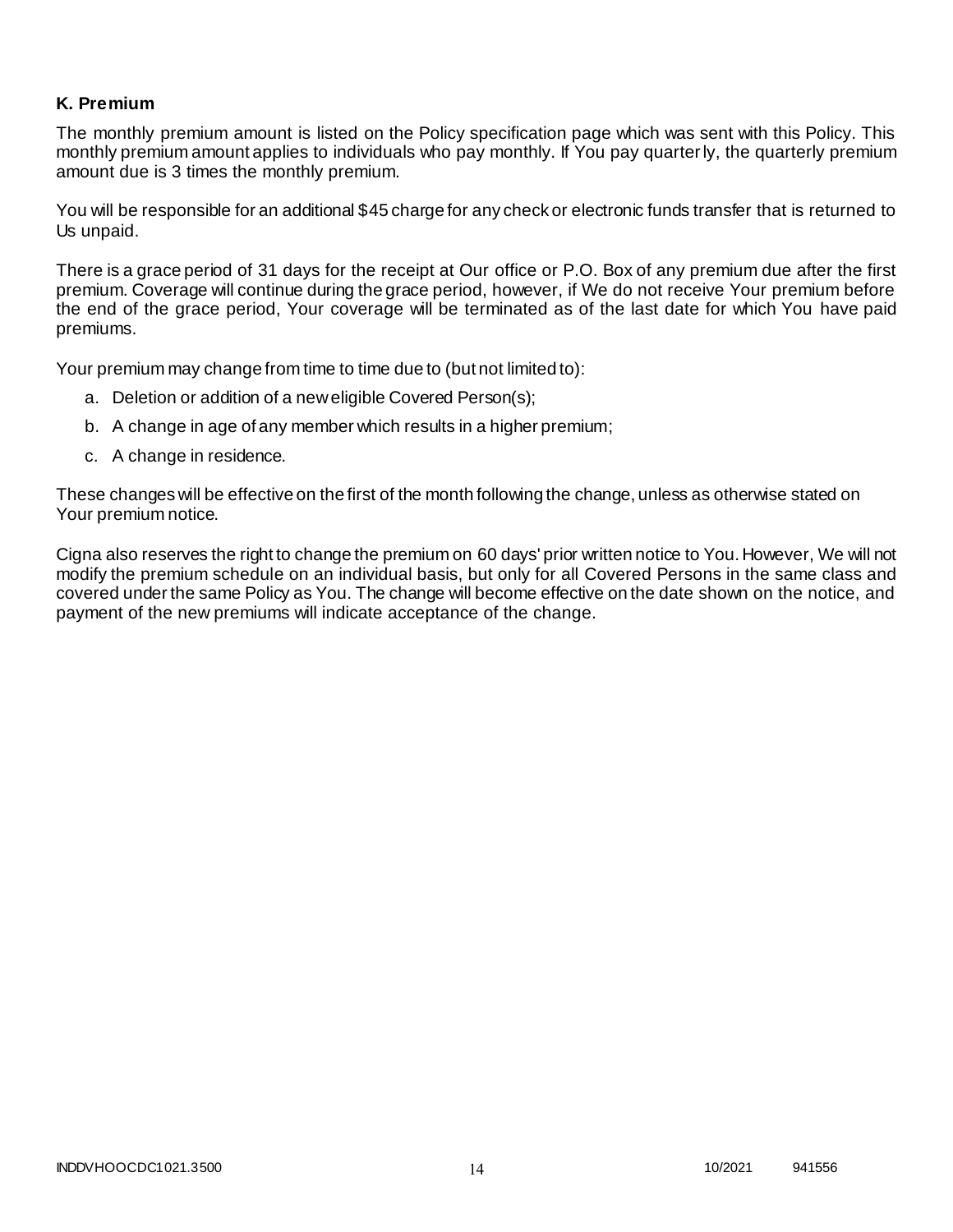### K. Premium

The monthly premium amount is listed on the Policy specification page which was sent with this Policy. This monthly premium amount applies to individuals who pay monthly. If You pay quarterly, the quarterly premium amount due is 3 times the monthly premium.

You will be responsible for an additional $45 charge for any check or electronic funds transfer that is returned to Us unpaid.

There is a grace period of 31 days for the receipt at Our office or P.O. Box of any premium due after the first premium. Coverage will continue during the grace period, however, if We do not receive Your premium before the end of the grace period, Your coverage will be terminated as of the last date for which You have paid premiums.

Your premium may change from time to time due to (but not limited to):

a. Deletion or addition of a new eligible Covered Person(s);
b. A change in age of any member which results in a higher premium;
c. A change in residence.

These changes will be effective on the first of the month following the change, unless as otherwise stated on Your premium notice.

Cigna also reserves the right to change the premium on 60 days' prior written notice to You. However, We will not modify the premium schedule on an individual basis, but only for all Covered Persons in the same class and covered under the same Policy as You. The change will become effective on the date shown on the notice, and payment of the new premiums will indicate acceptance of the change.